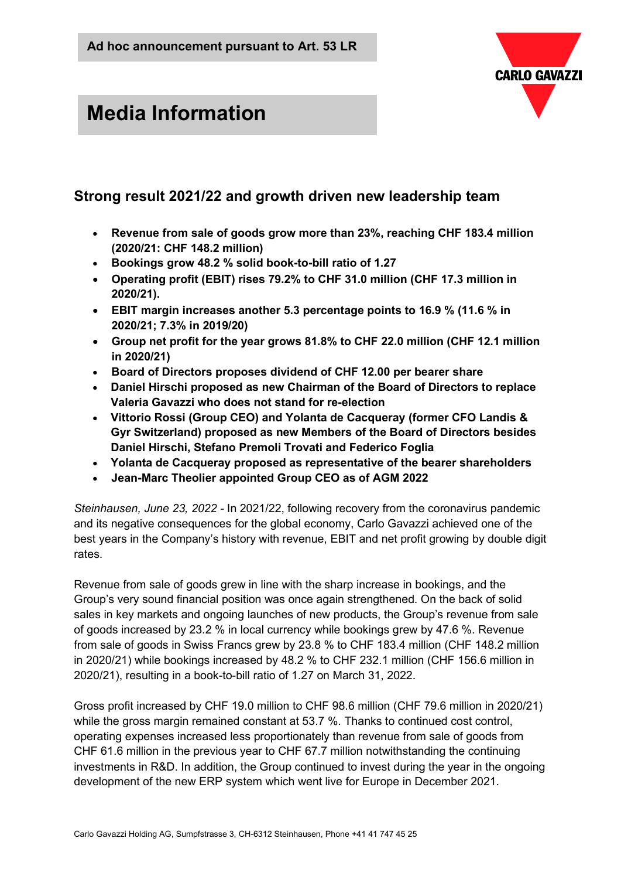Ad hoc announcement pursuant to Art. 53 LR

CARLO GAVAZZI

# Media Information

## Strong result 2021/22 and growth driven new leadership team

- **Revenue from sale of goods grow more than 23%, reaching CHF 183.4 million (2020/21: CHF 148.2 million)**
- **Bookings grow 48.2 % solid book-to-bill ratio of 1.27**
- **Operating profit (EBIT) rises 79.2% to CHF 31.0 million (CHF 17.3 million in 2020/21).**
- **EBIT margin increases another 5.3 percentage points to 16.9 % (11.6 % in 2020/21; 7.3% in 2019/20)**
- **Group net profit for the year grows 81.8% to CHF 22.0 million (CHF 12.1 million in 2020/21)**
- **Board of Directors proposes dividend of CHF 12.00 per bearer share**
- **Daniel Hirschi proposed as new Chairman of the Board of Directors to replace Valeria Gavazzi who does not stand for re-election**
- **Vittorio Rossi (Group CEO) and Yolanta de Cacqueray (former CFO Landis & Gyr Switzerland) proposed as new Members of the Board of Directors besides Daniel Hirschi, Stefano Premoli Trovati and Federico Foglia**
- **Yolanta de Cacqueray proposed as representative of the bearer shareholders**
- **Jean-Marc Theolier appointed Group CEO as of AGM 2022**

*Steinhausen, June 23, 2022* - In 2021/22, following recovery from the coronavirus pandemic and its negative consequences for the global economy, Carlo Gavazzi achieved one of the best years in the Company's history with revenue, EBIT and net profit growing by double digit rates.

Revenue from sale of goods grew in line with the sharp increase in bookings, and the Group's very sound financial position was once again strengthened. On the back of solid sales in key markets and ongoing launches of new products, the Group's revenue from sale of goods increased by 23.2 % in local currency while bookings grew by 47.6 %. Revenue from sale of goods in Swiss Francs grew by 23.8 % to CHF 183.4 million (CHF 148.2 million in 2020/21) while bookings increased by 48.2 % to CHF 232.1 million (CHF 156.6 million in 2020/21), resulting in a book-to-bill ratio of 1.27 on March 31, 2022.

Gross profit increased by CHF 19.0 million to CHF 98.6 million (CHF 79.6 million in 2020/21) while the gross margin remained constant at 53.7 %. Thanks to continued cost control, operating expenses increased less proportionately than revenue from sale of goods from CHF 61.6 million in the previous year to CHF 67.7 million notwithstanding the continuing investments in R&D. In addition, the Group continued to invest during the year in the ongoing development of the new ERP system which went live for Europe in December 2021.

Carlo Gavazzi Holding AG, Sumpfstrasse 3, CH-6312 Steinhausen, Phone +41 41 747 45 25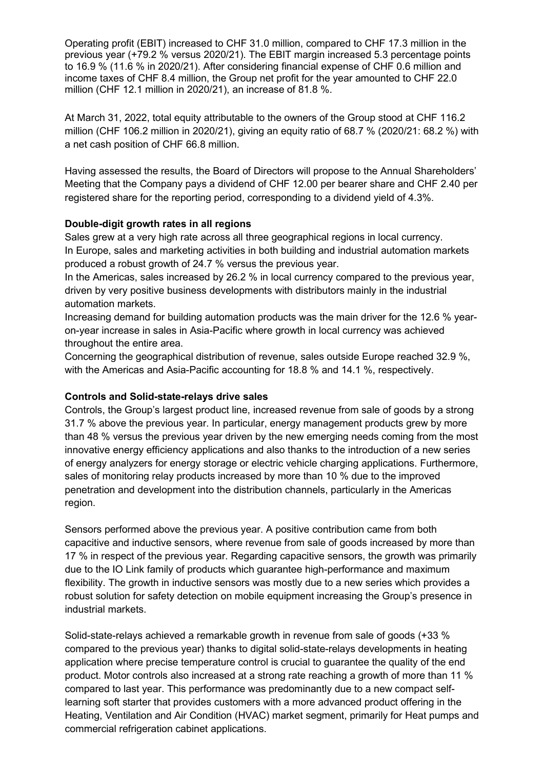Operating profit (EBIT) increased to CHF 31.0 million, compared to CHF 17.3 million in the previous year (+79.2 % versus 2020/21). The EBIT margin increased 5.3 percentage points to 16.9 % (11.6 % in 2020/21). After considering financial expense of CHF 0.6 million and income taxes of CHF 8.4 million, the Group net profit for the year amounted to CHF 22.0 million (CHF 12.1 million in 2020/21), an increase of 81.8 %.

At March 31, 2022, total equity attributable to the owners of the Group stood at CHF 116.2 million (CHF 106.2 million in 2020/21), giving an equity ratio of 68.7 % (2020/21: 68.2 %) with a net cash position of CHF 66.8 million.

Having assessed the results, the Board of Directors will propose to the Annual Shareholders' Meeting that the Company pays a dividend of CHF 12.00 per bearer share and CHF 2.40 per registered share for the reporting period, corresponding to a dividend yield of 4.3%.

**Double-digit growth rates in all regions**

Sales grew at a very high rate across all three geographical regions in local currency.
In Europe, sales and marketing activities in both building and industrial automation markets produced a robust growth of 24.7 % versus the previous year.
In the Americas, sales increased by 26.2 % in local currency compared to the previous year, driven by very positive business developments with distributors mainly in the industrial automation markets.
Increasing demand for building automation products was the main driver for the 12.6 % year-on-year increase in sales in Asia-Pacific where growth in local currency was achieved throughout the entire area.
Concerning the geographical distribution of revenue, sales outside Europe reached 32.9 %, with the Americas and Asia-Pacific accounting for 18.8 % and 14.1 %, respectively.

**Controls and Solid-state-relays drive sales**

Controls, the Group's largest product line, increased revenue from sale of goods by a strong 31.7 % above the previous year. In particular, energy management products grew by more than 48 % versus the previous year driven by the new emerging needs coming from the most innovative energy efficiency applications and also thanks to the introduction of a new series of energy analyzers for energy storage or electric vehicle charging applications. Furthermore, sales of monitoring relay products increased by more than 10 % due to the improved penetration and development into the distribution channels, particularly in the Americas region.

Sensors performed above the previous year. A positive contribution came from both capacitive and inductive sensors, where revenue from sale of goods increased by more than 17 % in respect of the previous year. Regarding capacitive sensors, the growth was primarily due to the IO Link family of products which guarantee high-performance and maximum flexibility. The growth in inductive sensors was mostly due to a new series which provides a robust solution for safety detection on mobile equipment increasing the Group's presence in industrial markets.

Solid-state-relays achieved a remarkable growth in revenue from sale of goods (+33 % compared to the previous year) thanks to digital solid-state-relays developments in heating application where precise temperature control is crucial to guarantee the quality of the end product. Motor controls also increased at a strong rate reaching a growth of more than 11 % compared to last year. This performance was predominantly due to a new compact self-learning soft starter that provides customers with a more advanced product offering in the Heating, Ventilation and Air Condition (HVAC) market segment, primarily for Heat pumps and commercial refrigeration cabinet applications.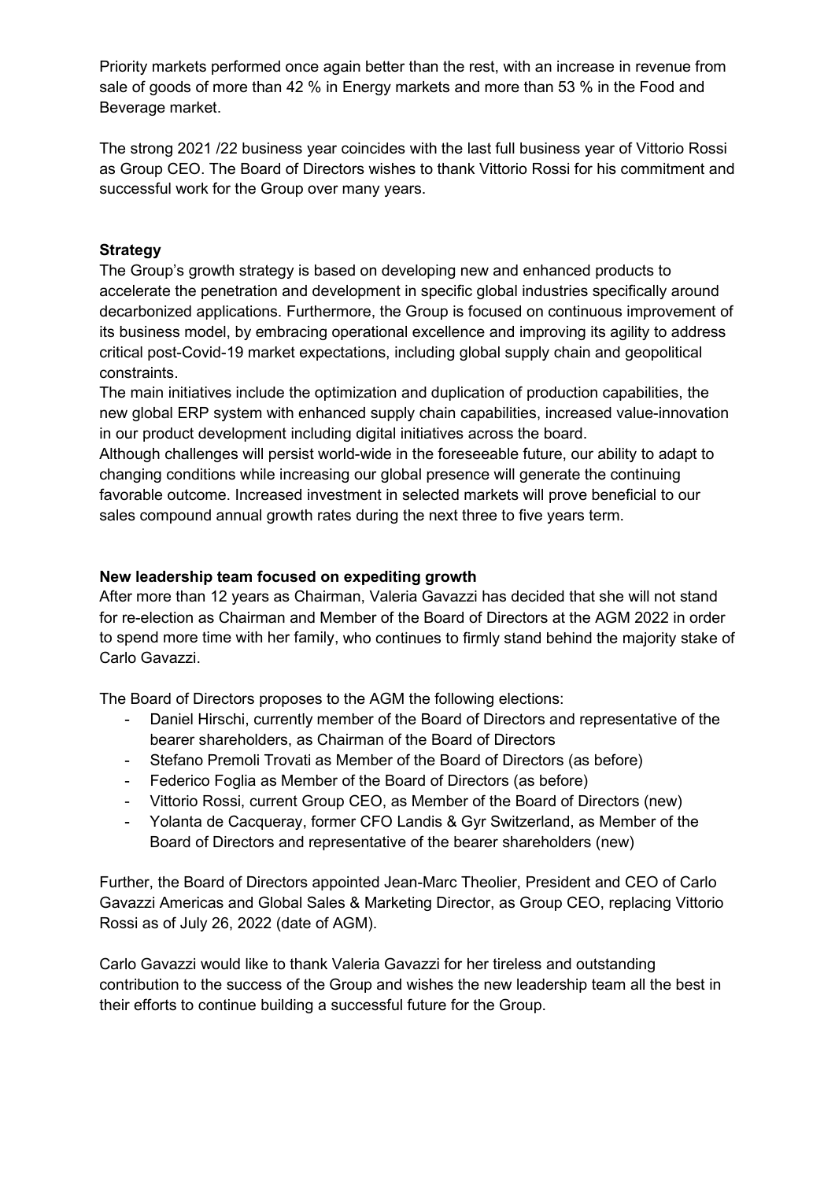Priority markets performed once again better than the rest, with an increase in revenue from sale of goods of more than 42 % in Energy markets and more than 53 % in the Food and Beverage market.

The strong 2021 /22 business year coincides with the last full business year of Vittorio Rossi as Group CEO. The Board of Directors wishes to thank Vittorio Rossi for his commitment and successful work for the Group over many years.

**Strategy**

The Group's growth strategy is based on developing new and enhanced products to accelerate the penetration and development in specific global industries specifically around decarbonized applications. Furthermore, the Group is focused on continuous improvement of its business model, by embracing operational excellence and improving its agility to address critical post-Covid-19 market expectations, including global supply chain and geopolitical constraints.

The main initiatives include the optimization and duplication of production capabilities, the new global ERP system with enhanced supply chain capabilities, increased value-innovation in our product development including digital initiatives across the board.

Although challenges will persist world-wide in the foreseeable future, our ability to adapt to changing conditions while increasing our global presence will generate the continuing favorable outcome. Increased investment in selected markets will prove beneficial to our sales compound annual growth rates during the next three to five years term.

**New leadership team focused on expediting growth**

After more than 12 years as Chairman, Valeria Gavazzi has decided that she will not stand for re-election as Chairman and Member of the Board of Directors at the AGM 2022 in order to spend more time with her family, who continues to firmly stand behind the majority stake of Carlo Gavazzi.

The Board of Directors proposes to the AGM the following elections:

- Daniel Hirschi, currently member of the Board of Directors and representative of the bearer shareholders, as Chairman of the Board of Directors
- Stefano Premoli Trovati as Member of the Board of Directors (as before)
- Federico Foglia as Member of the Board of Directors (as before)
- Vittorio Rossi, current Group CEO, as Member of the Board of Directors (new)
- Yolanta de Cacqueray, former CFO Landis & Gyr Switzerland, as Member of the Board of Directors and representative of the bearer shareholders (new)

Further, the Board of Directors appointed Jean-Marc Theolier, President and CEO of Carlo Gavazzi Americas and Global Sales & Marketing Director, as Group CEO, replacing Vittorio Rossi as of July 26, 2022 (date of AGM).

Carlo Gavazzi would like to thank Valeria Gavazzi for her tireless and outstanding contribution to the success of the Group and wishes the new leadership team all the best in their efforts to continue building a successful future for the Group.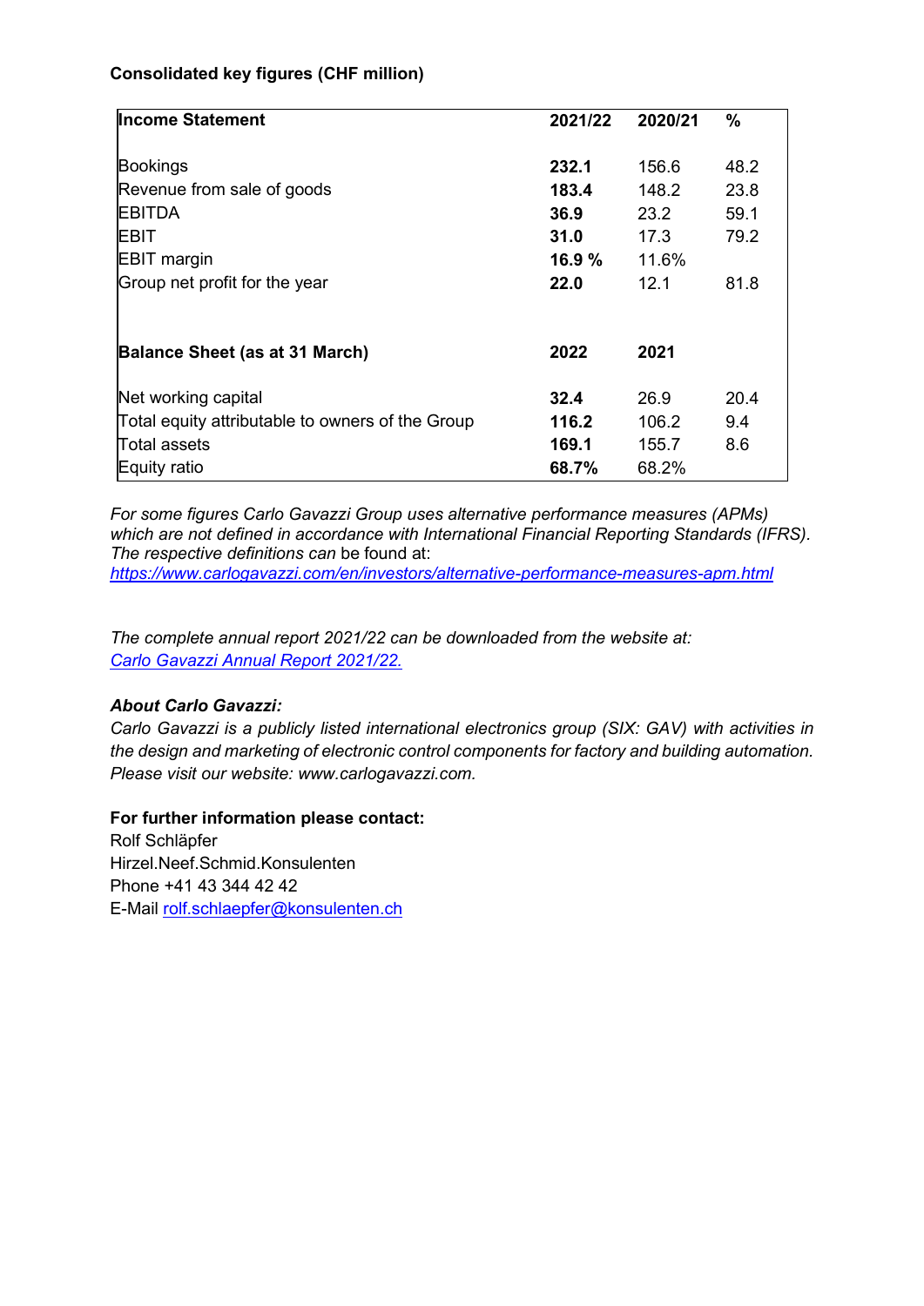**Consolidated key figures (CHF million)**

| **Income Statement** | **2021/22** | **2020/21** | **%** |
|---|---|---|---|
| Bookings | **232.1** | 156.6 | 48.2 |
| Revenue from sale of goods | **183.4** | 148.2 | 23.8 |
| EBITDA | **36.9** | 23.2 | 59.1 |
| EBIT | **31.0** | 17.3 | 79.2 |
| EBIT margin | **16.9 %** | 11.6% | |
| Group net profit for the year | **22.0** | 12.1 | 81.8 |
| | | | |
| **Balance Sheet (as at 31 March)** | **2022** | **2021** | |
| Net working capital | **32.4** | 26.9 | 20.4 |
| Total equity attributable to owners of the Group | **116.2** | 106.2 | 9.4 |
| Total assets | **169.1** | 155.7 | 8.6 |
| Equity ratio | **68.7%** | 68.2% | |

*For some figures Carlo Gavazzi Group uses alternative performance measures (APMs) which are not defined in accordance with International Financial Reporting Standards (IFRS). The respective definitions can* be found at:
*https://www.carlogavazzi.com/en/investors/alternative-performance-measures-apm.html*

*The complete annual report 2021/22 can be downloaded from the website at:*
*Carlo Gavazzi Annual Report 2021/22.*

***About Carlo Gavazzi:***
*Carlo Gavazzi is a publicly listed international electronics group (SIX: GAV) with activities in the design and marketing of electronic control components for factory and building automation. Please visit our website: www.carlogavazzi.com.*

**For further information please contact:**
Rolf Schläpfer
Hirzel.Neef.Schmid.Konsulenten
Phone +41 43 344 42 42
E-Mail rolf.schlaepfer@konsulenten.ch